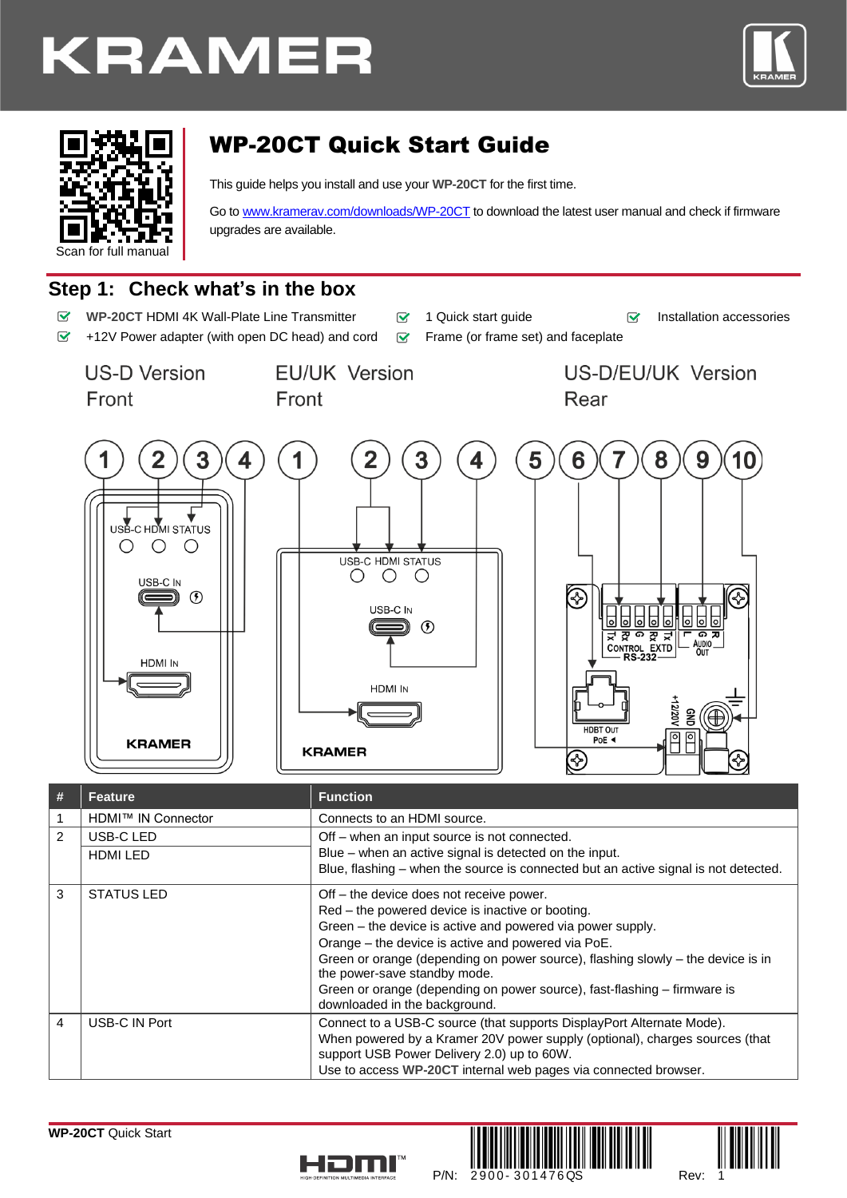# WP-20CT Quick Start Guide

Scan for full manual

This guide helps you install and use your **WP-20CT** for the first time.

Go to www.kramerav.com/downloads/WP-20CT to download the latest user manual and check if firmware upgrades are available.

## Step 1: Check what's in the box

- **WP-20CT** HDMI 4K Wall-Plate Line Transmitter
- +12V Power adapter (with open DC head) and cord
- 1 Quick start guide
- Frame (or frame set) and faceplate
- Installation accessories

US-D Version Front

EU/UK Version Front

US-D/EU/UK Version Rear

| # | Feature | Function |
|---|---|---|
| 1 | HDMI™ IN Connector | Connects to an HDMI source. |
| 2 | USB-C LED<br>HDMI LED | Off – when an input source is not connected.<br>Blue – when an active signal is detected on the input.<br>Blue, flashing – when the source is connected but an active signal is not detected. |
| 3 | STATUS LED | Off – the device does not receive power.<br>Red – the powered device is inactive or booting.<br>Green – the device is active and powered via power supply.<br>Orange – the device is active and powered via PoE.<br>Green or orange (depending on power source), flashing slowly – the device is in the power-save standby mode.<br>Green or orange (depending on power source), fast-flashing – firmware is downloaded in the background. |
| 4 | USB-C IN Port | Connect to a USB-C source (that supports DisplayPort Alternate Mode).<br>When powered by a Kramer 20V power supply (optional), charges sources (that support USB Power Delivery 2.0) up to 60W.<br>Use to access **WP-20CT** internal web pages via connected browser. |

**WP-20CT** Quick Start

P/N: 2900-301476QS Rev: 1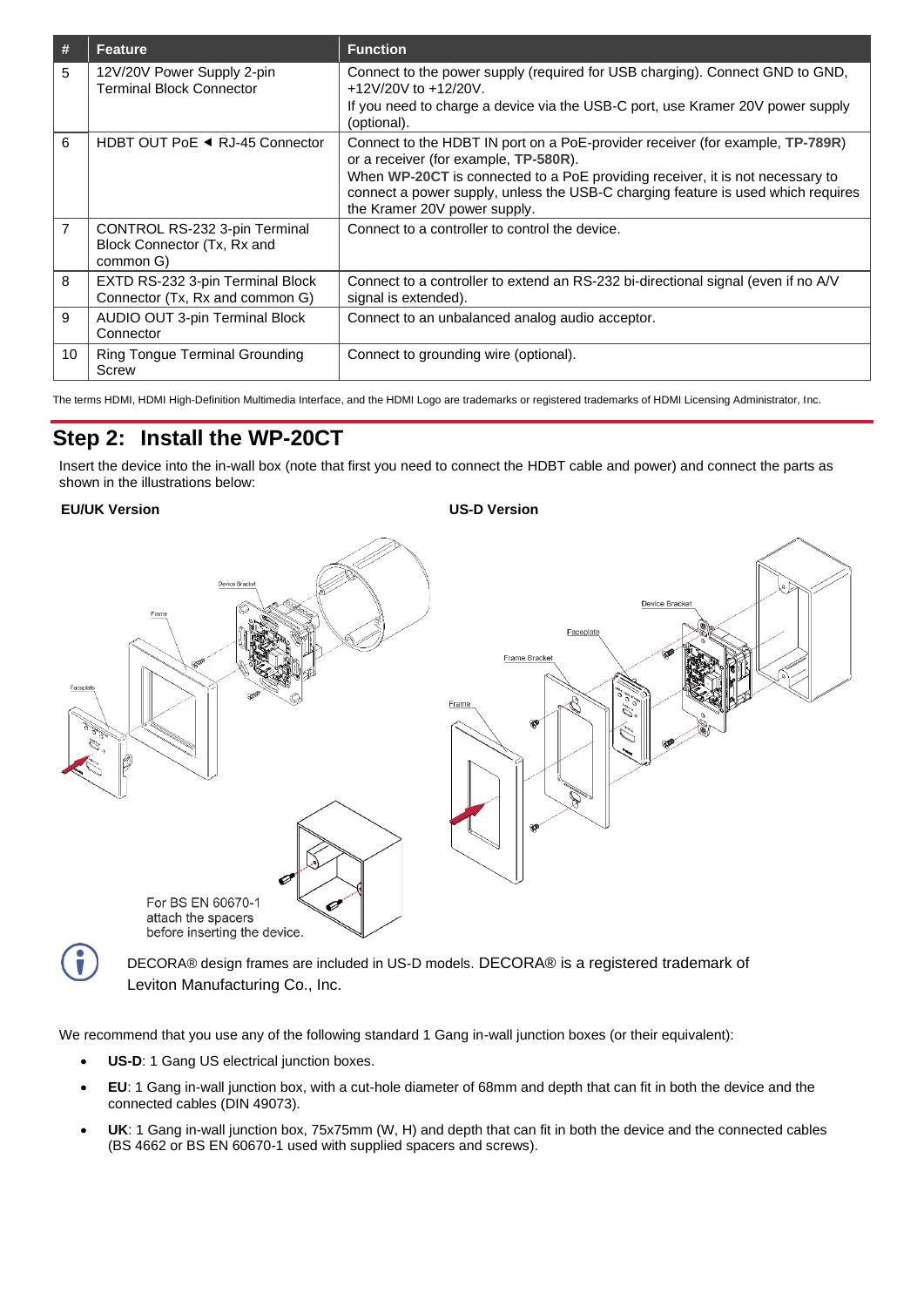| # | Feature | Function |
|---|---|---|
| 5 | 12V/20V Power Supply 2-pin Terminal Block Connector | Connect to the power supply (required for USB charging). Connect GND to GND, +12V/20V to +12/20V. If you need to charge a device via the USB-C port, use Kramer 20V power supply (optional). |
| 6 | HDBT OUT PoE ◄ RJ-45 Connector | Connect to the HDBT IN port on a PoE-provider receiver (for example, **TP-789R**) or a receiver (for example, **TP-580R**). When **WP-20CT** is connected to a PoE providing receiver, it is not necessary to connect a power supply, unless the USB-C charging feature is used which requires the Kramer 20V power supply. |
| 7 | CONTROL RS-232 3-pin Terminal Block Connector (Tx, Rx and common G) | Connect to a controller to control the device. |
| 8 | EXTD RS-232 3-pin Terminal Block Connector (Tx, Rx and common G) | Connect to a controller to extend an RS-232 bi-directional signal (even if no A/V signal is extended). |
| 9 | AUDIO OUT 3-pin Terminal Block Connector | Connect to an unbalanced analog audio acceptor. |
| 10 | Ring Tongue Terminal Grounding Screw | Connect to grounding wire (optional). |

The terms HDMI, HDMI High-Definition Multimedia Interface, and the HDMI Logo are trademarks or registered trademarks of HDMI Licensing Administrator, Inc.

## Step 2: Install the WP-20CT

Insert the device into the in-wall box (note that first you need to connect the HDBT cable and power) and connect the parts as shown in the illustrations below:

**EU/UK Version**

**US-D Version**

For BS EN 60670-1 attach the spacers before inserting the device.

DECORA® design frames are included in US-D models. DECORA® is a registered trademark of Leviton Manufacturing Co., Inc.

We recommend that you use any of the following standard 1 Gang in-wall junction boxes (or their equivalent):

- **US-D**: 1 Gang US electrical junction boxes.
- **EU**: 1 Gang in-wall junction box, with a cut-hole diameter of 68mm and depth that can fit in both the device and the connected cables (DIN 49073).
- **UK**: 1 Gang in-wall junction box, 75x75mm (W, H) and depth that can fit in both the device and the connected cables (BS 4662 or BS EN 60670-1 used with supplied spacers and screws).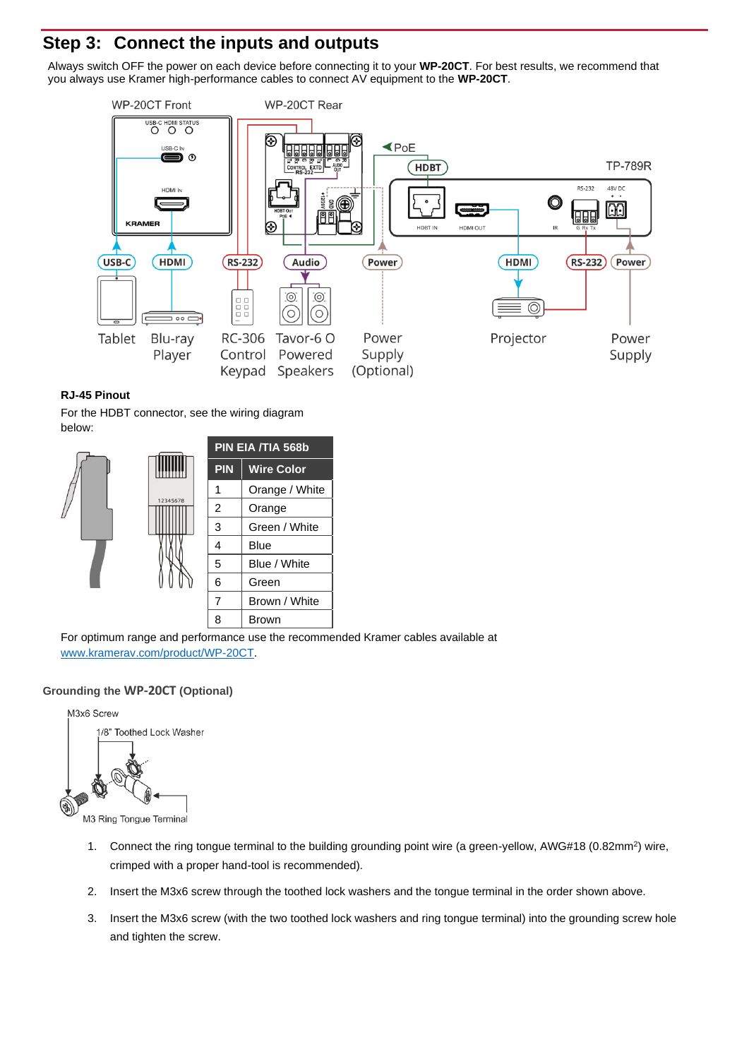## Step 3: Connect the inputs and outputs

Always switch OFF the power on each device before connecting it to your **WP-20CT**. For best results, we recommend that you always use Kramer high-performance cables to connect AV equipment to the **WP-20CT**.

**RJ-45 Pinout**

For the HDBT connector, see the wiring diagram below:

| PIN EIA /TIA 568b | |
|---|---|
| **PIN** | **Wire Color** |
| 1 | Orange / White |
| 2 | Orange |
| 3 | Green / White |
| 4 | Blue |
| 5 | Blue / White |
| 6 | Green |
| 7 | Brown / White |
| 8 | Brown |

For optimum range and performance use the recommended Kramer cables available at [www.kramerav.com/product/WP-20CT](www.kramerav.com/product/WP-20CT).

### Grounding the WP-20CT (Optional)

1. Connect the ring tongue terminal to the building grounding point wire (a green-yellow, AWG#18 (0.82mm$^2$) wire, crimped with a proper hand-tool is recommended).
2. Insert the M3x6 screw through the toothed lock washers and the tongue terminal in the order shown above.
3. Insert the M3x6 screw (with the two toothed lock washers and ring tongue terminal) into the grounding screw hole and tighten the screw.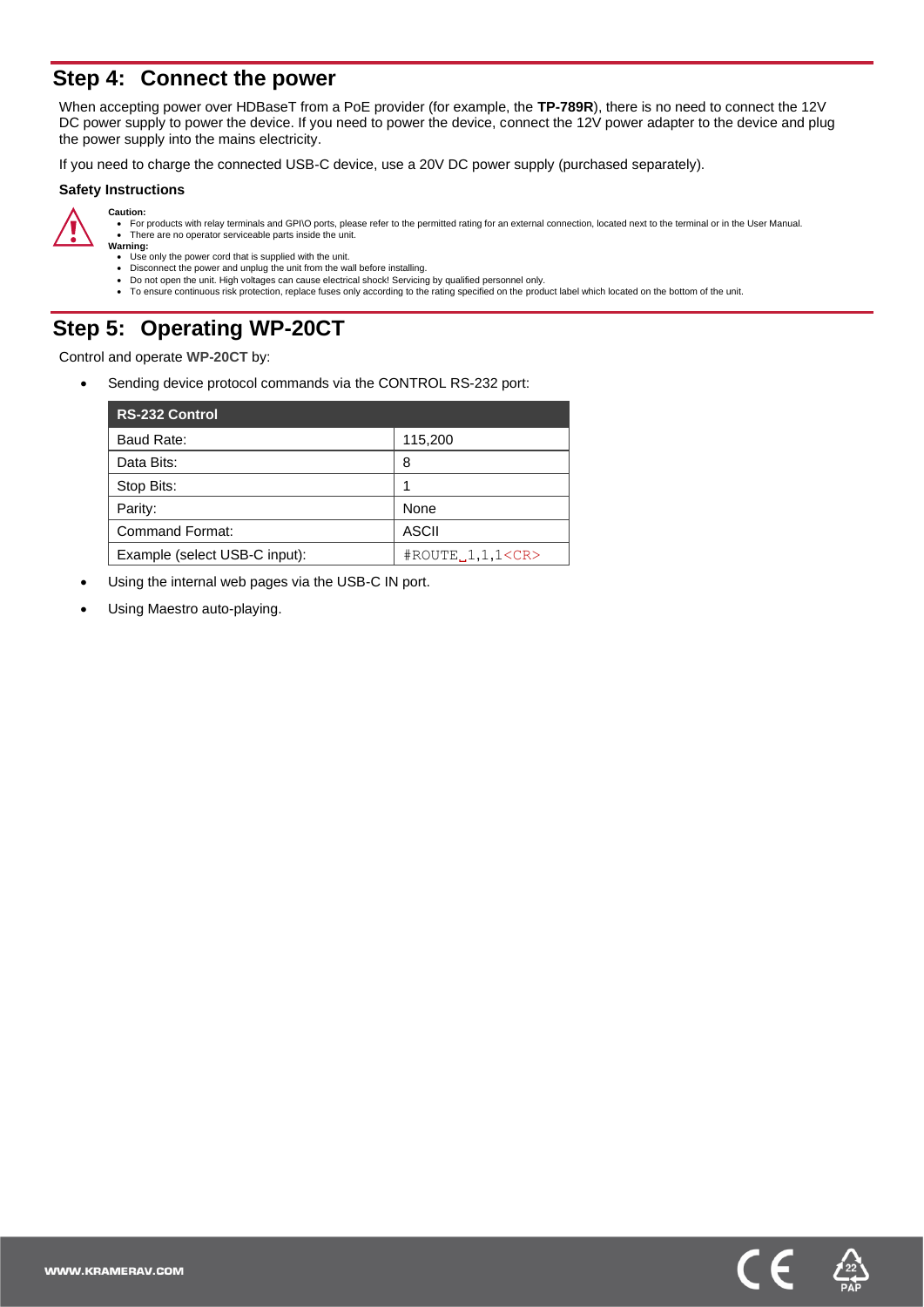## Step 4: Connect the power

When accepting power over HDBaseT from a PoE provider (for example, the **TP-789R**), there is no need to connect the 12V DC power supply to power the device. If you need to power the device, connect the 12V power adapter to the device and plug the power supply into the mains electricity.

If you need to charge the connected USB-C device, use a 20V DC power supply (purchased separately).

**Safety Instructions**

**Caution:**

- For products with relay terminals and GPI\O ports, please refer to the permitted rating for an external connection, located next to the terminal or in the User Manual.
- There are no operator serviceable parts inside the unit.

**Warning:**

- Use only the power cord that is supplied with the unit.
- Disconnect the power and unplug the unit from the wall before installing.
- Do not open the unit. High voltages can cause electrical shock! Servicing by qualified personnel only.
- To ensure continuous risk protection, replace fuses only according to the rating specified on the product label which located on the bottom of the unit.

## Step 5: Operating WP-20CT

Control and operate **WP-20CT** by:

- Sending device protocol commands via the CONTROL RS-232 port:

| RS-232 Control | |
|---|---|
| Baud Rate: | 115,200 |
| Data Bits: | 8 |
| Stop Bits: | 1 |
| Parity: | None |
| Command Format: | ASCII |
| Example (select USB-C input): | #ROUTE␣1,1,1<CR> |

- Using the internal web pages via the USB-C IN port.
- Using Maestro auto-playing.